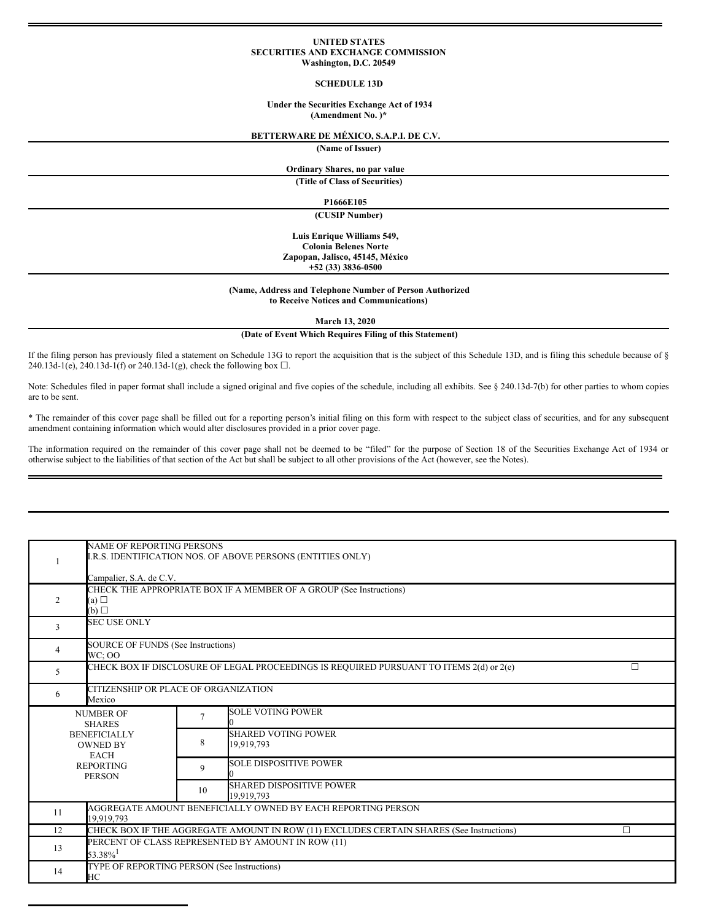**UNITED STATES**
**SECURITIES AND EXCHANGE COMMISSION**
**Washington, D.C. 20549**

**SCHEDULE 13D**

**Under the Securities Exchange Act of 1934**
**(Amendment No. )***

**BETTERWARE DE MÉXICO, S.A.P.I. DE C.V.**

**(Name of Issuer)**

**Ordinary Shares, no par value**

**(Title of Class of Securities)**

**P1666E105**

**(CUSIP Number)**

**Luis Enrique Williams 549,**
**Colonia Belenes Norte**
**Zapopan, Jalisco, 45145, México**
**+52 (33) 3836-0500**

**(Name, Address and Telephone Number of Person Authorized to Receive Notices and Communications)**

**March 13, 2020**

**(Date of Event Which Requires Filing of this Statement)**

If the filing person has previously filed a statement on Schedule 13G to report the acquisition that is the subject of this Schedule 13D, and is filing this schedule because of § 240.13d-1(e), 240.13d-1(f) or 240.13d-1(g), check the following box ☐.

Note: Schedules filed in paper format shall include a signed original and five copies of the schedule, including all exhibits. See § 240.13d-7(b) for other parties to whom copies are to be sent.

\* The remainder of this cover page shall be filled out for a reporting person's initial filing on this form with respect to the subject class of securities, and for any subsequent amendment containing information which would alter disclosures provided in a prior cover page.

The information required on the remainder of this cover page shall not be deemed to be "filed" for the purpose of Section 18 of the Securities Exchange Act of 1934 or otherwise subject to the liabilities of that section of the Act but shall be subject to all other provisions of the Act (however, see the Notes).

| | | | |
|---|---|---|---|
| 1 | NAME OF REPORTING PERSONS<br>I.R.S. IDENTIFICATION NOS. OF ABOVE PERSONS (ENTITIES ONLY)<br><br>Campalier, S.A. de C.V. | | |
| 2 | CHECK THE APPROPRIATE BOX IF A MEMBER OF A GROUP (See Instructions)<br>(a) ☐<br>(b) ☐ | | |
| 3 | SEC USE ONLY | | |
| 4 | SOURCE OF FUNDS (See Instructions)<br>WC; OO | | |
| 5 | CHECK BOX IF DISCLOSURE OF LEGAL PROCEEDINGS IS REQUIRED PURSUANT TO ITEMS 2(d) or 2(e) ☐ | | |
| 6 | CITIZENSHIP OR PLACE OF ORGANIZATION<br>Mexico | | |
| NUMBER OF SHARES BENEFICIALLY OWNED BY EACH REPORTING PERSON | 7 | SOLE VOTING POWER<br>0 | |
| | 8 | SHARED VOTING POWER<br>19,919,793 | |
| | 9 | SOLE DISPOSITIVE POWER<br>0 | |
| | 10 | SHARED DISPOSITIVE POWER<br>19,919,793 | |
| 11 | AGGREGATE AMOUNT BENEFICIALLY OWNED BY EACH REPORTING PERSON<br>19,919,793 | | |
| 12 | CHECK BOX IF THE AGGREGATE AMOUNT IN ROW (11) EXCLUDES CERTAIN SHARES (See Instructions) ☐ | | |
| 13 | PERCENT OF CLASS REPRESENTED BY AMOUNT IN ROW (11)<br>53.38%[1] | | |
| 14 | TYPE OF REPORTING PERSON (See Instructions)<br>HC | | |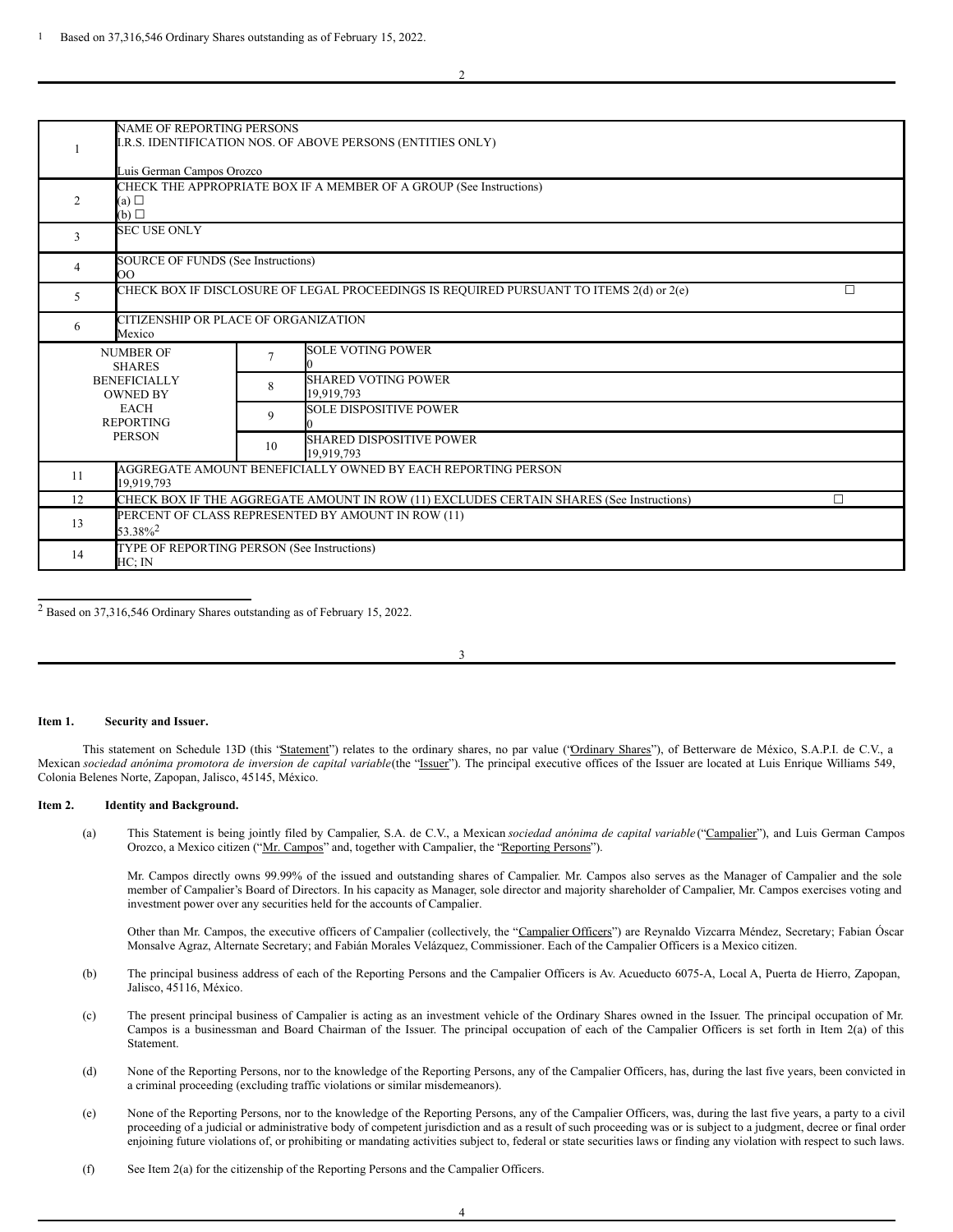[1] Based on 37,316,546 Ordinary Shares outstanding as of February 15, 2022.

| | | | |
|---|---|---|---|
| 1 | NAME OF REPORTING PERSONS<br>I.R.S. IDENTIFICATION NOS. OF ABOVE PERSONS (ENTITIES ONLY)<br><br>Luis German Campos Orozco | | |
| 2 | CHECK THE APPROPRIATE BOX IF A MEMBER OF A GROUP (See Instructions)<br>(a) ☐<br>(b) ☐ | | |
| 3 | SEC USE ONLY | | |
| 4 | SOURCE OF FUNDS (See Instructions)<br>OO | | |
| 5 | CHECK BOX IF DISCLOSURE OF LEGAL PROCEEDINGS IS REQUIRED PURSUANT TO ITEMS 2(d) or 2(e) ☐ | | |
| 6 | CITIZENSHIP OR PLACE OF ORGANIZATION<br>Mexico | | |
| NUMBER OF SHARES BENEFICIALLY OWNED BY EACH REPORTING PERSON | | 7 | SOLE VOTING POWER<br>0 |
| | | 8 | SHARED VOTING POWER<br>19,919,793 |
| | | 9 | SOLE DISPOSITIVE POWER<br>0 |
| | | 10 | SHARED DISPOSITIVE POWER<br>19,919,793 |
| 11 | AGGREGATE AMOUNT BENEFICIALLY OWNED BY EACH REPORTING PERSON<br>19,919,793 | | |
| 12 | CHECK BOX IF THE AGGREGATE AMOUNT IN ROW (11) EXCLUDES CERTAIN SHARES (See Instructions) ☐ | | |
| 13 | PERCENT OF CLASS REPRESENTED BY AMOUNT IN ROW (11)<br>53.38%[2] | | |
| 14 | TYPE OF REPORTING PERSON (See Instructions)<br>HC; IN | | |

[2] Based on 37,316,546 Ordinary Shares outstanding as of February 15, 2022.

**Item 1. Security and Issuer.**

This statement on Schedule 13D (this "Statement") relates to the ordinary shares, no par value ("Ordinary Shares"), of Betterware de México, S.A.P.I. de C.V., a Mexican *sociedad anónima promotora de inversion de capital variable* (the "Issuer"). The principal executive offices of the Issuer are located at Luis Enrique Williams 549, Colonia Belenes Norte, Zapopan, Jalisco, 45145, México.

**Item 2. Identity and Background.**

(a) This Statement is being jointly filed by Campalier, S.A. de C.V., a Mexican *sociedad anónima de capital variable* ("Campalier"), and Luis German Campos Orozco, a Mexico citizen ("Mr. Campos" and, together with Campalier, the "Reporting Persons").

Mr. Campos directly owns 99.99% of the issued and outstanding shares of Campalier. Mr. Campos also serves as the Manager of Campalier and the sole member of Campalier's Board of Directors. In his capacity as Manager, sole director and majority shareholder of Campalier, Mr. Campos exercises voting and investment power over any securities held for the accounts of Campalier.

Other than Mr. Campos, the executive officers of Campalier (collectively, the "Campalier Officers") are Reynaldo Vizcarra Méndez, Secretary; Fabian Óscar Monsalve Agraz, Alternate Secretary; and Fabián Morales Velázquez, Commissioner. Each of the Campalier Officers is a Mexico citizen.

(b) The principal business address of each of the Reporting Persons and the Campalier Officers is Av. Acueducto 6075-A, Local A, Puerta de Hierro, Zapopan, Jalisco, 45116, México.

(c) The present principal business of Campalier is acting as an investment vehicle of the Ordinary Shares owned in the Issuer. The principal occupation of Mr. Campos is a businessman and Board Chairman of the Issuer. The principal occupation of each of the Campalier Officers is set forth in Item 2(a) of this Statement.

(d) None of the Reporting Persons, nor to the knowledge of the Reporting Persons, any of the Campalier Officers, has, during the last five years, been convicted in a criminal proceeding (excluding traffic violations or similar misdemeanors).

(e) None of the Reporting Persons, nor to the knowledge of the Reporting Persons, any of the Campalier Officers, was, during the last five years, a party to a civil proceeding of a judicial or administrative body of competent jurisdiction and as a result of such proceeding was or is subject to a judgment, decree or final order enjoining future violations of, or prohibiting or mandating activities subject to, federal or state securities laws or finding any violation with respect to such laws.

(f) See Item 2(a) for the citizenship of the Reporting Persons and the Campalier Officers.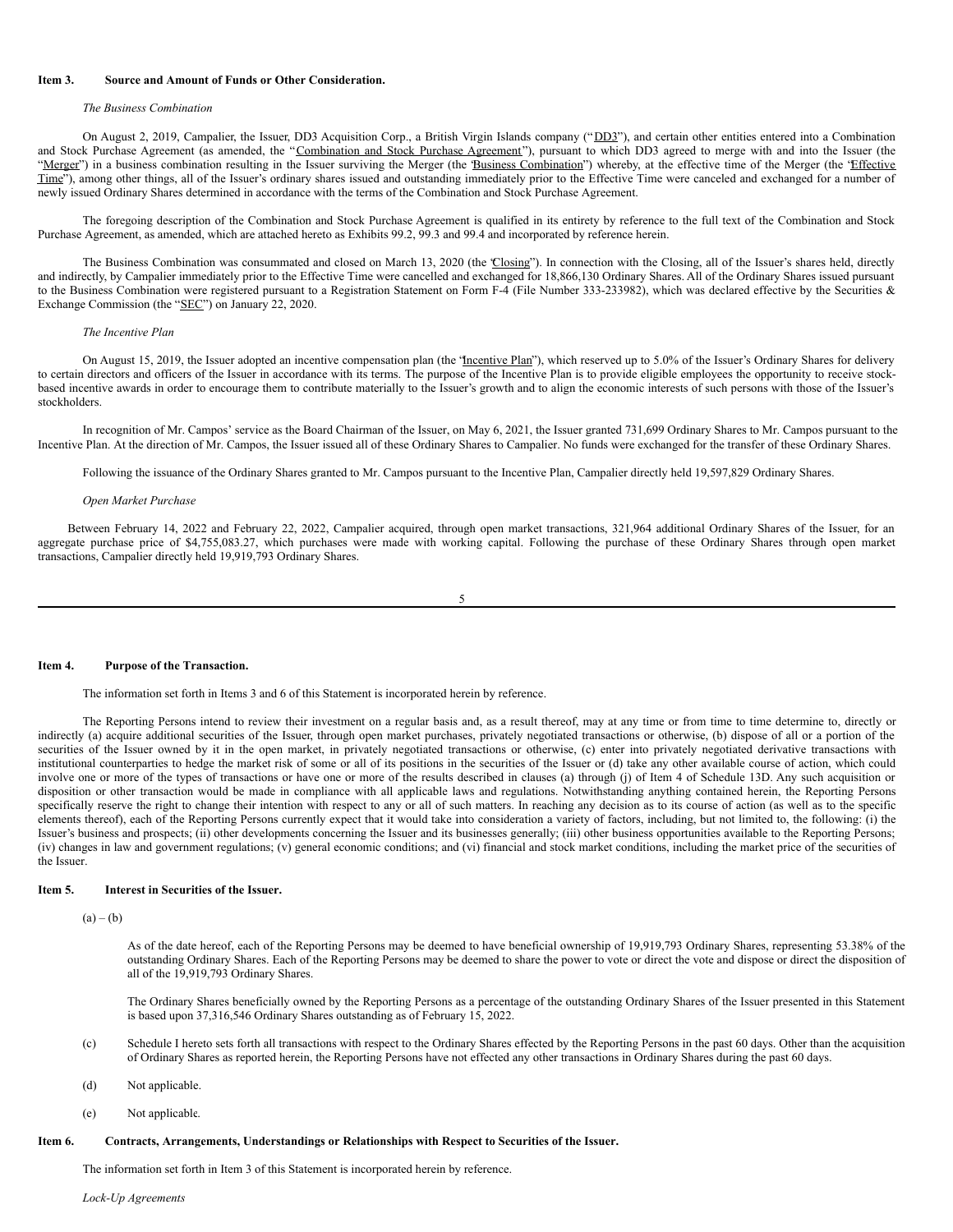### Item 3. Source and Amount of Funds or Other Consideration.

*The Business Combination*

On August 2, 2019, Campalier, the Issuer, DD3 Acquisition Corp., a British Virgin Islands company ("DD3"), and certain other entities entered into a Combination and Stock Purchase Agreement (as amended, the "Combination and Stock Purchase Agreement"), pursuant to which DD3 agreed to merge with and into the Issuer (the "Merger") in a business combination resulting in the Issuer surviving the Merger (the "Business Combination") whereby, at the effective time of the Merger (the "Effective Time"), among other things, all of the Issuer's ordinary shares issued and outstanding immediately prior to the Effective Time were canceled and exchanged for a number of newly issued Ordinary Shares determined in accordance with the terms of the Combination and Stock Purchase Agreement.

The foregoing description of the Combination and Stock Purchase Agreement is qualified in its entirety by reference to the full text of the Combination and Stock Purchase Agreement, as amended, which are attached hereto as Exhibits 99.2, 99.3 and 99.4 and incorporated by reference herein.

The Business Combination was consummated and closed on March 13, 2020 (the "Closing"). In connection with the Closing, all of the Issuer's shares held, directly and indirectly, by Campalier immediately prior to the Effective Time were cancelled and exchanged for 18,866,130 Ordinary Shares. All of the Ordinary Shares issued pursuant to the Business Combination were registered pursuant to a Registration Statement on Form F-4 (File Number 333-233982), which was declared effective by the Securities & Exchange Commission (the "SEC") on January 22, 2020.

*The Incentive Plan*

On August 15, 2019, the Issuer adopted an incentive compensation plan (the "Incentive Plan"), which reserved up to 5.0% of the Issuer's Ordinary Shares for delivery to certain directors and officers of the Issuer in accordance with its terms. The purpose of the Incentive Plan is to provide eligible employees the opportunity to receive stock-based incentive awards in order to encourage them to contribute materially to the Issuer's growth and to align the economic interests of such persons with those of the Issuer's stockholders.

In recognition of Mr. Campos' service as the Board Chairman of the Issuer, on May 6, 2021, the Issuer granted 731,699 Ordinary Shares to Mr. Campos pursuant to the Incentive Plan. At the direction of Mr. Campos, the Issuer issued all of these Ordinary Shares to Campalier. No funds were exchanged for the transfer of these Ordinary Shares.

Following the issuance of the Ordinary Shares granted to Mr. Campos pursuant to the Incentive Plan, Campalier directly held 19,597,829 Ordinary Shares.

*Open Market Purchase*

Between February 14, 2022 and February 22, 2022, Campalier acquired, through open market transactions, 321,964 additional Ordinary Shares of the Issuer, for an aggregate purchase price of $4,755,083.27, which purchases were made with working capital. Following the purchase of these Ordinary Shares through open market transactions, Campalier directly held 19,919,793 Ordinary Shares.

### Item 4. Purpose of the Transaction.

The information set forth in Items 3 and 6 of this Statement is incorporated herein by reference.

The Reporting Persons intend to review their investment on a regular basis and, as a result thereof, may at any time or from time to time determine to, directly or indirectly (a) acquire additional securities of the Issuer, through open market purchases, privately negotiated transactions or otherwise, (b) dispose of all or a portion of the securities of the Issuer owned by it in the open market, in privately negotiated transactions or otherwise, (c) enter into privately negotiated derivative transactions with institutional counterparties to hedge the market risk of some or all of its positions in the securities of the Issuer or (d) take any other available course of action, which could involve one or more of the types of transactions or have one or more of the results described in clauses (a) through (j) of Item 4 of Schedule 13D. Any such acquisition or disposition or other transaction would be made in compliance with all applicable laws and regulations. Notwithstanding anything contained herein, the Reporting Persons specifically reserve the right to change their intention with respect to any or all of such matters. In reaching any decision as to its course of action (as well as to the specific elements thereof), each of the Reporting Persons currently expect that it would take into consideration a variety of factors, including, but not limited to, the following: (i) the Issuer's business and prospects; (ii) other developments concerning the Issuer and its businesses generally; (iii) other business opportunities available to the Reporting Persons; (iv) changes in law and government regulations; (v) general economic conditions; and (vi) financial and stock market conditions, including the market price of the securities of the Issuer.

### Item 5. Interest in Securities of the Issuer.

(a) – (b)

As of the date hereof, each of the Reporting Persons may be deemed to have beneficial ownership of 19,919,793 Ordinary Shares, representing 53.38% of the outstanding Ordinary Shares. Each of the Reporting Persons may be deemed to share the power to vote or direct the vote and dispose or direct the disposition of all of the 19,919,793 Ordinary Shares.

The Ordinary Shares beneficially owned by the Reporting Persons as a percentage of the outstanding Ordinary Shares of the Issuer presented in this Statement is based upon 37,316,546 Ordinary Shares outstanding as of February 15, 2022.

(c) Schedule I hereto sets forth all transactions with respect to the Ordinary Shares effected by the Reporting Persons in the past 60 days. Other than the acquisition of Ordinary Shares as reported herein, the Reporting Persons have not effected any other transactions in Ordinary Shares during the past 60 days.

(d) Not applicable.

(e) Not applicable.

### Item 6. Contracts, Arrangements, Understandings or Relationships with Respect to Securities of the Issuer.

The information set forth in Item 3 of this Statement is incorporated herein by reference.

*Lock-Up Agreements*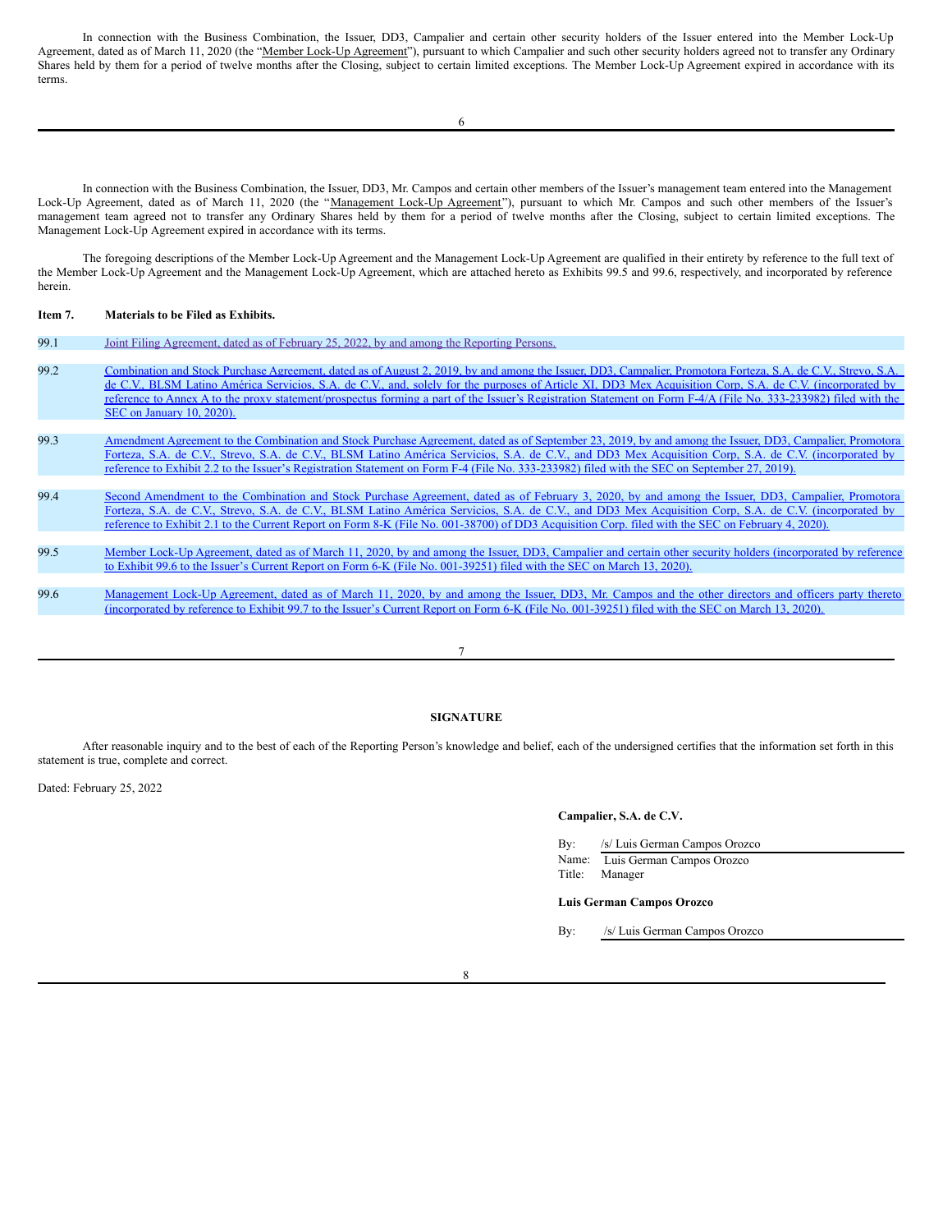In connection with the Business Combination, the Issuer, DD3, Campalier and certain other security holders of the Issuer entered into the Member Lock-Up Agreement, dated as of March 11, 2020 (the "Member Lock-Up Agreement"), pursuant to which Campalier and such other security holders agreed not to transfer any Ordinary Shares held by them for a period of twelve months after the Closing, subject to certain limited exceptions. The Member Lock-Up Agreement expired in accordance with its terms.

In connection with the Business Combination, the Issuer, DD3, Mr. Campos and certain other members of the Issuer's management team entered into the Management Lock-Up Agreement, dated as of March 11, 2020 (the "Management Lock-Up Agreement"), pursuant to which Mr. Campos and such other members of the Issuer's management team agreed not to transfer any Ordinary Shares held by them for a period of twelve months after the Closing, subject to certain limited exceptions. The Management Lock-Up Agreement expired in accordance with its terms.

The foregoing descriptions of the Member Lock-Up Agreement and the Management Lock-Up Agreement are qualified in their entirety by reference to the full text of the Member Lock-Up Agreement and the Management Lock-Up Agreement, which are attached hereto as Exhibits 99.5 and 99.6, respectively, and incorporated by reference herein.

**Item 7. Materials to be Filed as Exhibits.**

| | |
|---|---|
| 99.1 | Joint Filing Agreement, dated as of February 25, 2022, by and among the Reporting Persons. |
| 99.2 | Combination and Stock Purchase Agreement, dated as of August 2, 2019, by and among the Issuer, DD3, Campalier, Promotora Forteza, S.A. de C.V., Strevo, S.A. de C.V., BLSM Latino América Servicios, S.A. de C.V., and, solely for the purposes of Article XI, DD3 Mex Acquisition Corp, S.A. de C.V. (incorporated by reference to Annex A to the proxy statement/prospectus forming a part of the Issuer's Registration Statement on Form F-4/A (File No. 333-233982) filed with the SEC on January 10, 2020). |
| 99.3 | Amendment Agreement to the Combination and Stock Purchase Agreement, dated as of September 23, 2019, by and among the Issuer, DD3, Campalier, Promotora Forteza, S.A. de C.V., Strevo, S.A. de C.V., BLSM Latino América Servicios, S.A. de C.V., and DD3 Mex Acquisition Corp, S.A. de C.V. (incorporated by reference to Exhibit 2.2 to the Issuer's Registration Statement on Form F-4 (File No. 333-233982) filed with the SEC on September 27, 2019). |
| 99.4 | Second Amendment to the Combination and Stock Purchase Agreement, dated as of February 3, 2020, by and among the Issuer, DD3, Campalier, Promotora Forteza, S.A. de C.V., Strevo, S.A. de C.V., BLSM Latino América Servicios, S.A. de C.V., and DD3 Mex Acquisition Corp, S.A. de C.V. (incorporated by reference to Exhibit 2.1 to the Current Report on Form 8-K (File No. 001-38700) of DD3 Acquisition Corp. filed with the SEC on February 4, 2020). |
| 99.5 | Member Lock-Up Agreement, dated as of March 11, 2020, by and among the Issuer, DD3, Campalier and certain other security holders (incorporated by reference to Exhibit 99.6 to the Issuer's Current Report on Form 6-K (File No. 001-39251) filed with the SEC on March 13, 2020). |
| 99.6 | Management Lock-Up Agreement, dated as of March 11, 2020, by and among the Issuer, DD3, Mr. Campos and the other directors and officers party thereto (incorporated by reference to Exhibit 99.7 to the Issuer's Current Report on Form 6-K (File No. 001-39251) filed with the SEC on March 13, 2020). |

**SIGNATURE**

After reasonable inquiry and to the best of each of the Reporting Person's knowledge and belief, each of the undersigned certifies that the information set forth in this statement is true, complete and correct.

Dated: February 25, 2022

**Campalier, S.A. de C.V.**

By: /s/ Luis German Campos Orozco
Name: Luis German Campos Orozco
Title: Manager

**Luis German Campos Orozco**

By: /s/ Luis German Campos Orozco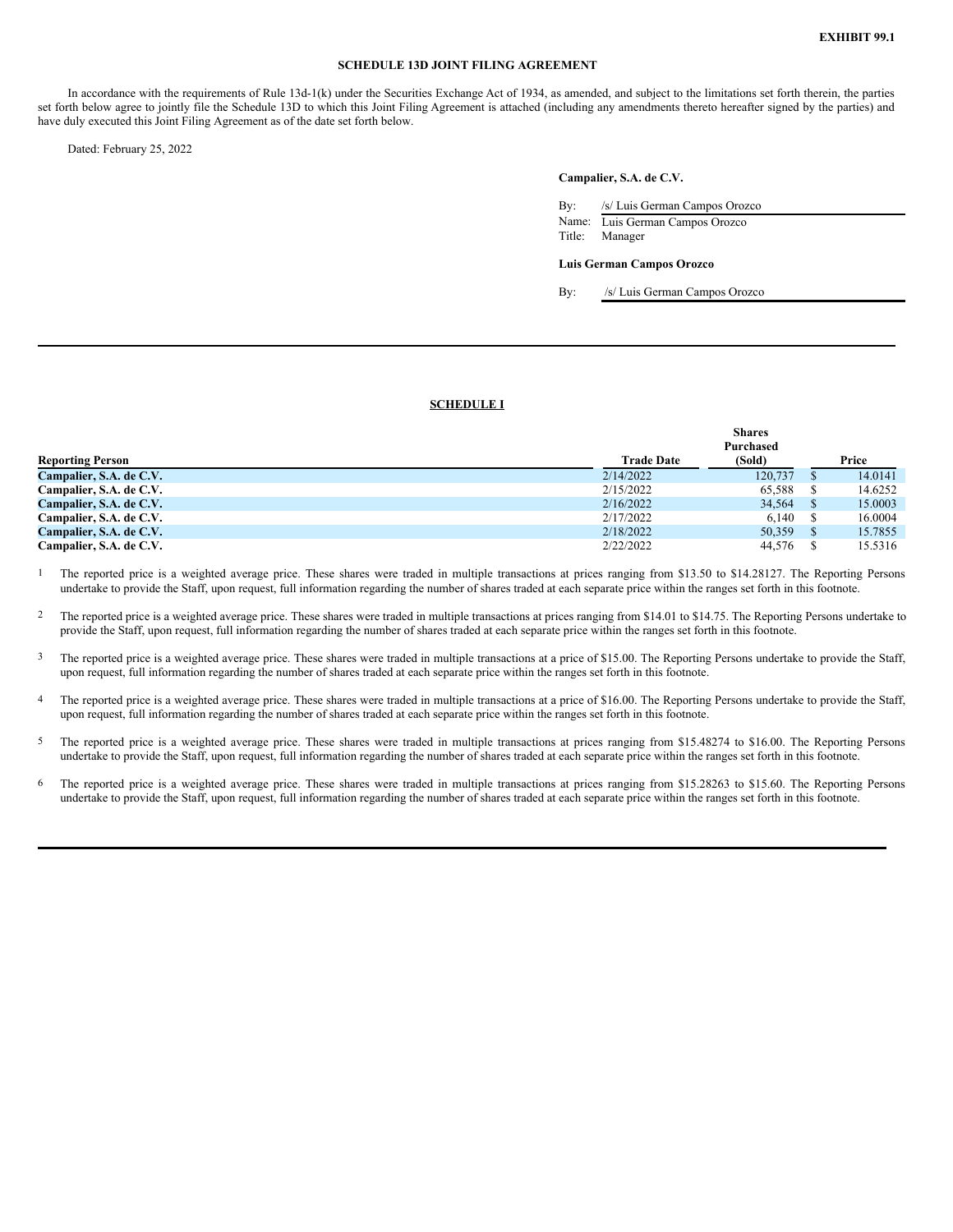**EXHIBIT 99.1**

# SCHEDULE 13D JOINT FILING AGREEMENT

In accordance with the requirements of Rule 13d-1(k) under the Securities Exchange Act of 1934, as amended, and subject to the limitations set forth therein, the parties set forth below agree to jointly file the Schedule 13D to which this Joint Filing Agreement is attached (including any amendments thereto hereafter signed by the parties) and have duly executed this Joint Filing Agreement as of the date set forth below.

Dated: February 25, 2022

**Campalier, S.A. de C.V.**

By: /s/ Luis German Campos Orozco
Name: Luis German Campos Orozco
Title: Manager

**Luis German Campos Orozco**

By: /s/ Luis German Campos Orozco

---

## SCHEDULE I

| Reporting Person | Trade Date | Shares Purchased (Sold) | Price |
|---|---|---|---|
| **Campalier, S.A. de C.V.** | 2/14/2022 | 120,737 | $ 14.0141 |
| **Campalier, S.A. de C.V.** | 2/15/2022 | 65,588 | $ 14.6252 |
| **Campalier, S.A. de C.V.** | 2/16/2022 | 34,564 | $ 15.0003 |
| **Campalier, S.A. de C.V.** | 2/17/2022 | 6,140 | $ 16.0004 |
| **Campalier, S.A. de C.V.** | 2/18/2022 | 50,359 | $ 15.7855 |
| **Campalier, S.A. de C.V.** | 2/22/2022 | 44,576 | $ 15.5316 |

[1] The reported price is a weighted average price. These shares were traded in multiple transactions at prices ranging from $13.50 to $14.28127. The Reporting Persons undertake to provide the Staff, upon request, full information regarding the number of shares traded at each separate price within the ranges set forth in this footnote.

[2] The reported price is a weighted average price. These shares were traded in multiple transactions at prices ranging from $14.01 to $14.75. The Reporting Persons undertake to provide the Staff, upon request, full information regarding the number of shares traded at each separate price within the ranges set forth in this footnote.

[3] The reported price is a weighted average price. These shares were traded in multiple transactions at a price of $15.00. The Reporting Persons undertake to provide the Staff, upon request, full information regarding the number of shares traded at each separate price within the ranges set forth in this footnote.

[4] The reported price is a weighted average price. These shares were traded in multiple transactions at a price of $16.00. The Reporting Persons undertake to provide the Staff, upon request, full information regarding the number of shares traded at each separate price within the ranges set forth in this footnote.

[5] The reported price is a weighted average price. These shares were traded in multiple transactions at prices ranging from $15.48274 to $16.00. The Reporting Persons undertake to provide the Staff, upon request, full information regarding the number of shares traded at each separate price within the ranges set forth in this footnote.

[6] The reported price is a weighted average price. These shares were traded in multiple transactions at prices ranging from $15.28263 to $15.60. The Reporting Persons undertake to provide the Staff, upon request, full information regarding the number of shares traded at each separate price within the ranges set forth in this footnote.